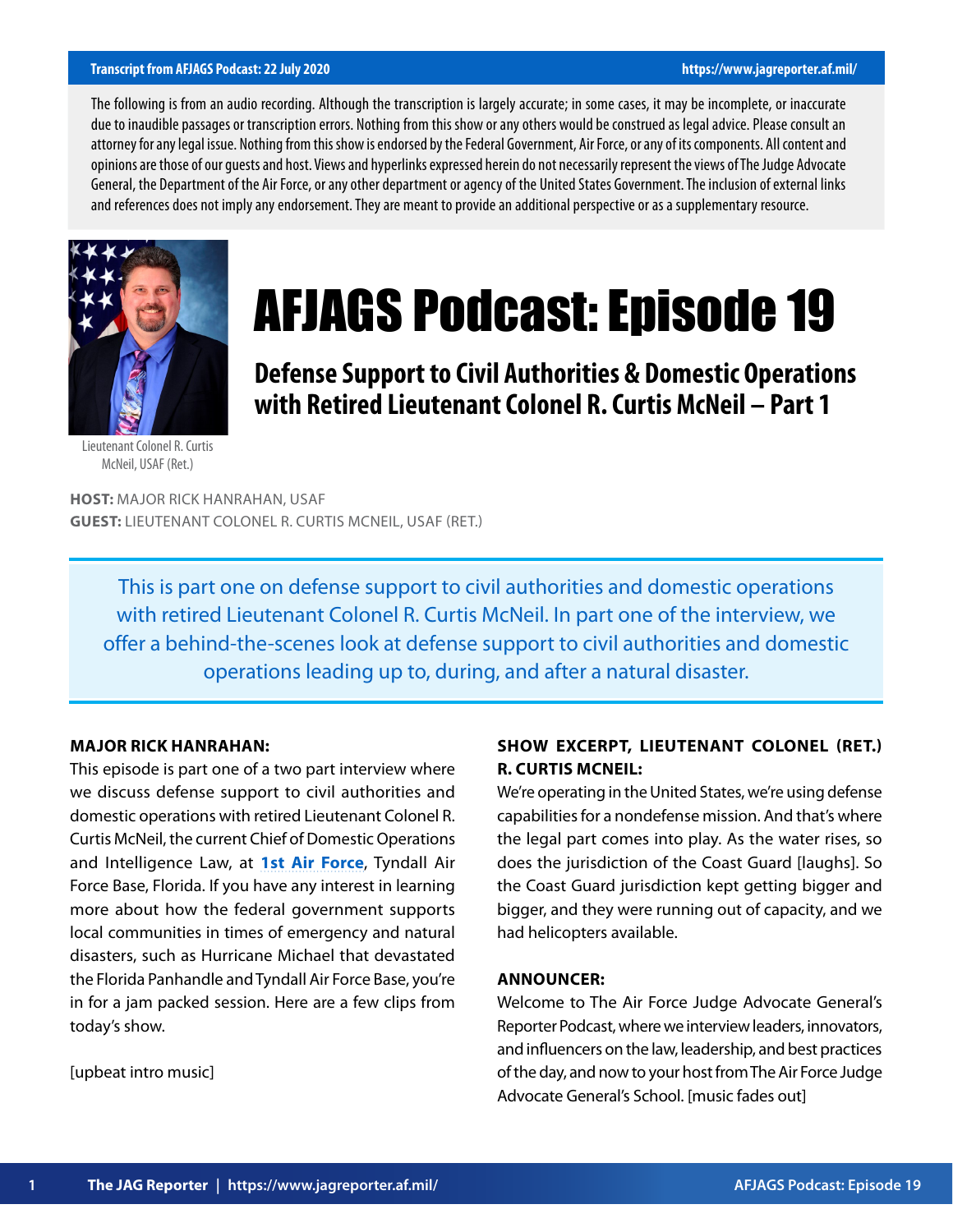The following is from an audio recording. Although the transcription is largely accurate; in some cases, it may be incomplete, or inaccurate due to inaudible passages or transcription errors. Nothing from this show or any others would be construed as legal advice. Please consult an attorney for any legal issue. Nothing from this show is endorsed by the Federal Government, Air Force, or any of its components. All content and opinions are those of our guests and host. Views and hyperlinks expressed herein do not necessarily represent the views of The Judge Advocate General, the Department of the Air Force, or any other department or agency of the United States Government. The inclusion of external links and references does not imply any endorsement. They are meant to provide an additional perspective or as a supplementary resource.

Lieutenant Colonel R. Curtis McNeil, USAF (Ret.)

# AFJAGS Podcast: Episode 19

## Defense Support to Civil Authorities & Domestic Operations with Retired Lieutenant Colonel R. Curtis McNeil – Part 1

**HOST:** MAJOR RICK HANRAHAN, USAF
**GUEST:** LIEUTENANT COLONEL R. CURTIS MCNEIL, USAF (RET.)

This is part one on defense support to civil authorities and domestic operations with retired Lieutenant Colonel R. Curtis McNeil. In part one of the interview, we offer a behind-the-scenes look at defense support to civil authorities and domestic operations leading up to, during, and after a natural disaster.

**MAJOR RICK HANRAHAN:**
This episode is part one of a two part interview where we discuss defense support to civil authorities and domestic operations with retired Lieutenant Colonel R. Curtis McNeil, the current Chief of Domestic Operations and Intelligence Law, at **1st Air Force**, Tyndall Air Force Base, Florida. If you have any interest in learning more about how the federal government supports local communities in times of emergency and natural disasters, such as Hurricane Michael that devastated the Florida Panhandle and Tyndall Air Force Base, you're in for a jam packed session. Here are a few clips from today's show.

[upbeat intro music]

**SHOW EXCERPT, LIEUTENANT COLONEL (RET.) R. CURTIS MCNEIL:**
We're operating in the United States, we're using defense capabilities for a nondefense mission. And that's where the legal part comes into play. As the water rises, so does the jurisdiction of the Coast Guard [laughs]. So the Coast Guard jurisdiction kept getting bigger and bigger, and they were running out of capacity, and we had helicopters available.

**ANNOUNCER:**
Welcome to The Air Force Judge Advocate General's Reporter Podcast, where we interview leaders, innovators, and influencers on the law, leadership, and best practices of the day, and now to your host from The Air Force Judge Advocate General's School. [music fades out]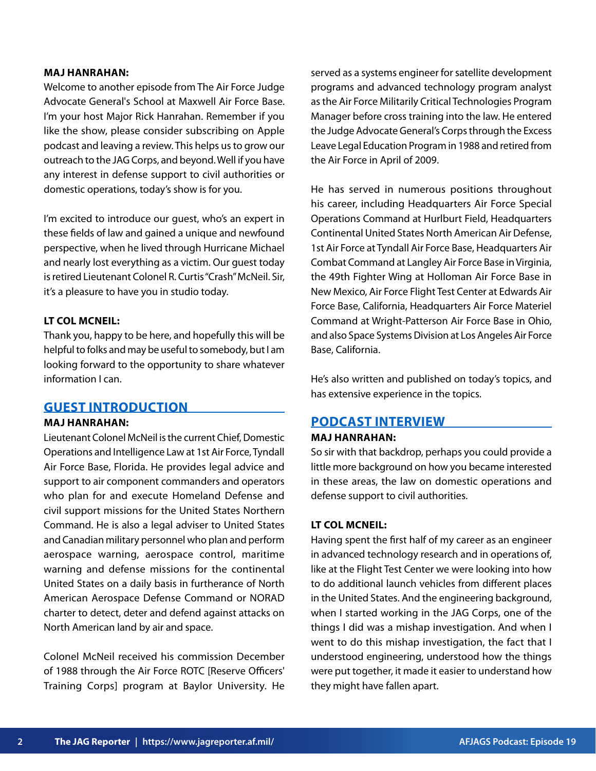**MAJ HANRAHAN:**
Welcome to another episode from The Air Force Judge Advocate General's School at Maxwell Air Force Base. I'm your host Major Rick Hanrahan. Remember if you like the show, please consider subscribing on Apple podcast and leaving a review. This helps us to grow our outreach to the JAG Corps, and beyond. Well if you have any interest in defense support to civil authorities or domestic operations, today's show is for you.

I'm excited to introduce our guest, who's an expert in these fields of law and gained a unique and newfound perspective, when he lived through Hurricane Michael and nearly lost everything as a victim. Our guest today is retired Lieutenant Colonel R. Curtis "Crash" McNeil. Sir, it's a pleasure to have you in studio today.

**LT COL MCNEIL:**
Thank you, happy to be here, and hopefully this will be helpful to folks and may be useful to somebody, but I am looking forward to the opportunity to share whatever information I can.

## GUEST INTRODUCTION

**MAJ HANRAHAN:**
Lieutenant Colonel McNeil is the current Chief, Domestic Operations and Intelligence Law at 1st Air Force, Tyndall Air Force Base, Florida. He provides legal advice and support to air component commanders and operators who plan for and execute Homeland Defense and civil support missions for the United States Northern Command. He is also a legal adviser to United States and Canadian military personnel who plan and perform aerospace warning, aerospace control, maritime warning and defense missions for the continental United States on a daily basis in furtherance of North American Aerospace Defense Command or NORAD charter to detect, deter and defend against attacks on North American land by air and space.

Colonel McNeil received his commission December of 1988 through the Air Force ROTC [Reserve Officers' Training Corps] program at Baylor University. He served as a systems engineer for satellite development programs and advanced technology program analyst as the Air Force Militarily Critical Technologies Program Manager before cross training into the law. He entered the Judge Advocate General's Corps through the Excess Leave Legal Education Program in 1988 and retired from the Air Force in April of 2009.

He has served in numerous positions throughout his career, including Headquarters Air Force Special Operations Command at Hurlburt Field, Headquarters Continental United States North American Air Defense, 1st Air Force at Tyndall Air Force Base, Headquarters Air Combat Command at Langley Air Force Base in Virginia, the 49th Fighter Wing at Holloman Air Force Base in New Mexico, Air Force Flight Test Center at Edwards Air Force Base, California, Headquarters Air Force Materiel Command at Wright-Patterson Air Force Base in Ohio, and also Space Systems Division at Los Angeles Air Force Base, California.

He's also written and published on today's topics, and has extensive experience in the topics.

## PODCAST INTERVIEW

**MAJ HANRAHAN:**
So sir with that backdrop, perhaps you could provide a little more background on how you became interested in these areas, the law on domestic operations and defense support to civil authorities.

**LT COL MCNEIL:**
Having spent the first half of my career as an engineer in advanced technology research and in operations of, like at the Flight Test Center we were looking into how to do additional launch vehicles from different places in the United States. And the engineering background, when I started working in the JAG Corps, one of the things I did was a mishap investigation. And when I went to do this mishap investigation, the fact that I understood engineering, understood how the things were put together, it made it easier to understand how they might have fallen apart.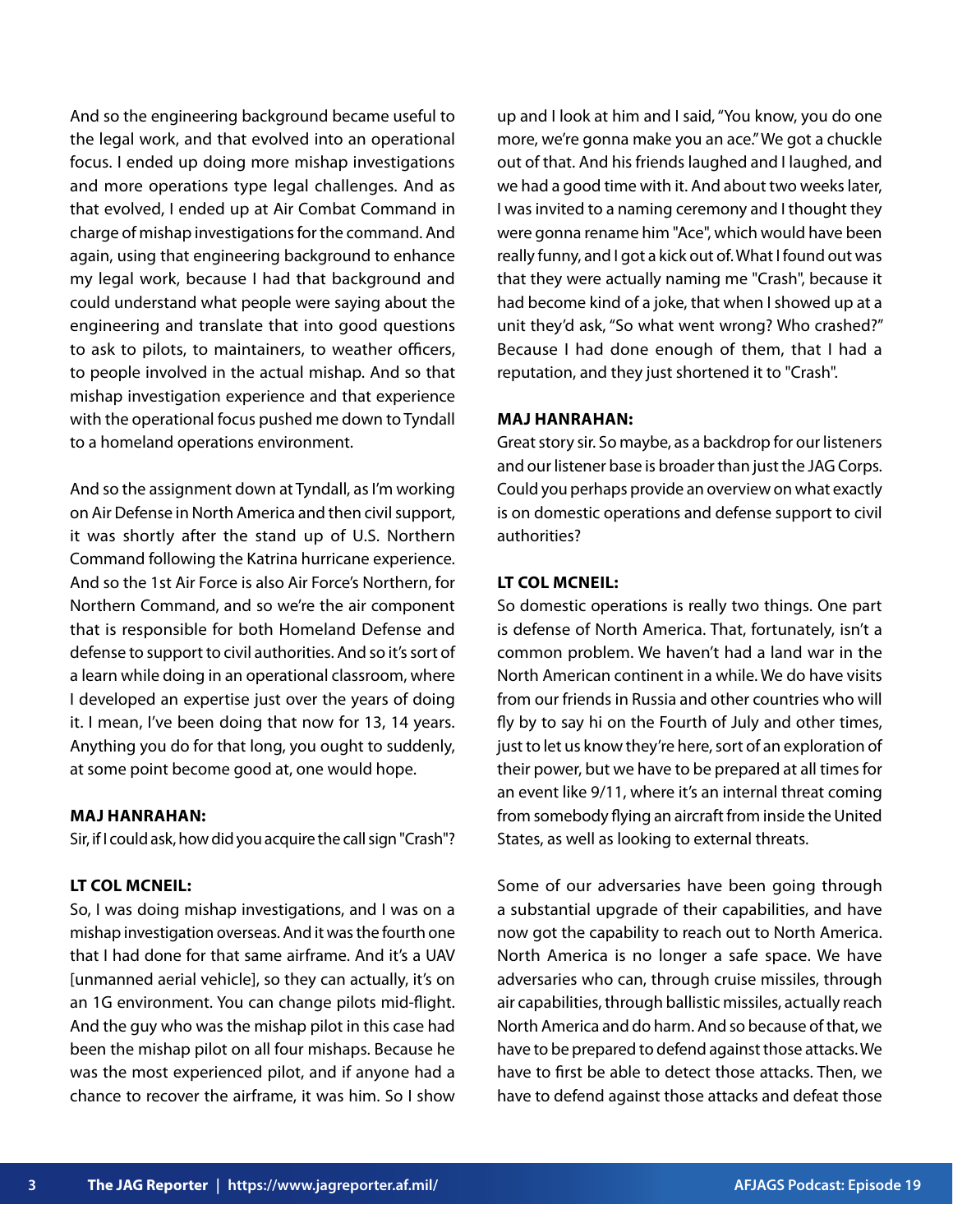And so the engineering background became useful to the legal work, and that evolved into an operational focus. I ended up doing more mishap investigations and more operations type legal challenges. And as that evolved, I ended up at Air Combat Command in charge of mishap investigations for the command. And again, using that engineering background to enhance my legal work, because I had that background and could understand what people were saying about the engineering and translate that into good questions to ask to pilots, to maintainers, to weather officers, to people involved in the actual mishap. And so that mishap investigation experience and that experience with the operational focus pushed me down to Tyndall to a homeland operations environment.

And so the assignment down at Tyndall, as I'm working on Air Defense in North America and then civil support, it was shortly after the stand up of U.S. Northern Command following the Katrina hurricane experience. And so the 1st Air Force is also Air Force's Northern, for Northern Command, and so we're the air component that is responsible for both Homeland Defense and defense to support to civil authorities. And so it's sort of a learn while doing in an operational classroom, where I developed an expertise just over the years of doing it. I mean, I've been doing that now for 13, 14 years. Anything you do for that long, you ought to suddenly, at some point become good at, one would hope.

**MAJ HANRAHAN:**
Sir, if I could ask, how did you acquire the call sign "Crash"?

**LT COL MCNEIL:**
So, I was doing mishap investigations, and I was on a mishap investigation overseas. And it was the fourth one that I had done for that same airframe. And it's a UAV [unmanned aerial vehicle], so they can actually, it's on an 1G environment. You can change pilots mid-flight. And the guy who was the mishap pilot in this case had been the mishap pilot on all four mishaps. Because he was the most experienced pilot, and if anyone had a chance to recover the airframe, it was him. So I show up and I look at him and I said, "You know, you do one more, we're gonna make you an ace." We got a chuckle out of that. And his friends laughed and I laughed, and we had a good time with it. And about two weeks later, I was invited to a naming ceremony and I thought they were gonna rename him "Ace", which would have been really funny, and I got a kick out of. What I found out was that they were actually naming me "Crash", because it had become kind of a joke, that when I showed up at a unit they'd ask, "So what went wrong? Who crashed?" Because I had done enough of them, that I had a reputation, and they just shortened it to "Crash".

**MAJ HANRAHAN:**
Great story sir. So maybe, as a backdrop for our listeners and our listener base is broader than just the JAG Corps. Could you perhaps provide an overview on what exactly is on domestic operations and defense support to civil authorities?

**LT COL MCNEIL:**
So domestic operations is really two things. One part is defense of North America. That, fortunately, isn't a common problem. We haven't had a land war in the North American continent in a while. We do have visits from our friends in Russia and other countries who will fly by to say hi on the Fourth of July and other times, just to let us know they're here, sort of an exploration of their power, but we have to be prepared at all times for an event like 9/11, where it's an internal threat coming from somebody flying an aircraft from inside the United States, as well as looking to external threats.

Some of our adversaries have been going through a substantial upgrade of their capabilities, and have now got the capability to reach out to North America. North America is no longer a safe space. We have adversaries who can, through cruise missiles, through air capabilities, through ballistic missiles, actually reach North America and do harm. And so because of that, we have to be prepared to defend against those attacks. We have to first be able to detect those attacks. Then, we have to defend against those attacks and defeat those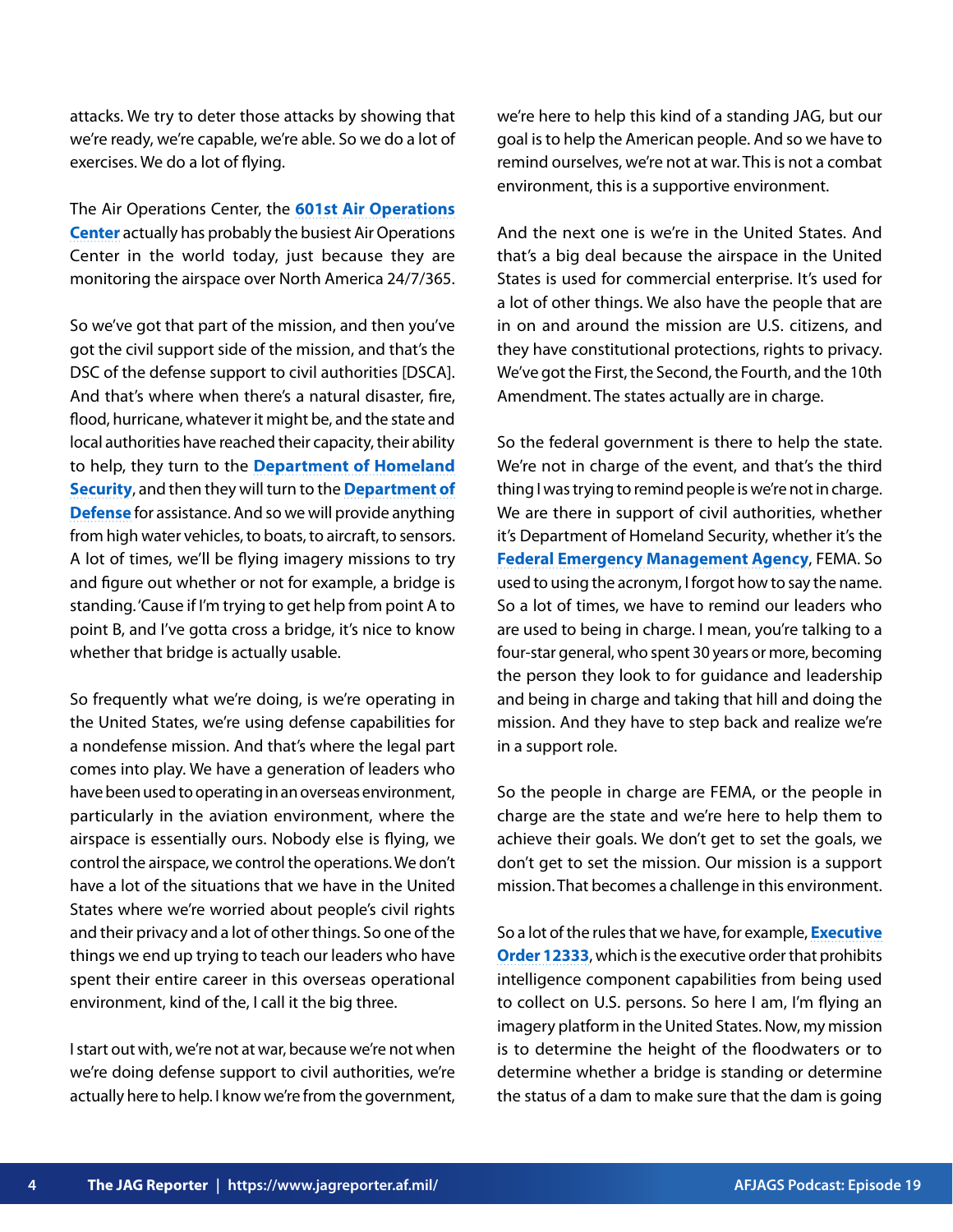attacks. We try to deter those attacks by showing that we're ready, we're capable, we're able. So we do a lot of exercises. We do a lot of flying.

The Air Operations Center, the **601st Air Operations Center** actually has probably the busiest Air Operations Center in the world today, just because they are monitoring the airspace over North America 24/7/365.

So we've got that part of the mission, and then you've got the civil support side of the mission, and that's the DSC of the defense support to civil authorities [DSCA]. And that's where when there's a natural disaster, fire, flood, hurricane, whatever it might be, and the state and local authorities have reached their capacity, their ability to help, they turn to the **Department of Homeland Security**, and then they will turn to the **Department of Defense** for assistance. And so we will provide anything from high water vehicles, to boats, to aircraft, to sensors. A lot of times, we'll be flying imagery missions to try and figure out whether or not for example, a bridge is standing. 'Cause if I'm trying to get help from point A to point B, and I've gotta cross a bridge, it's nice to know whether that bridge is actually usable.

So frequently what we're doing, is we're operating in the United States, we're using defense capabilities for a nondefense mission. And that's where the legal part comes into play. We have a generation of leaders who have been used to operating in an overseas environment, particularly in the aviation environment, where the airspace is essentially ours. Nobody else is flying, we control the airspace, we control the operations. We don't have a lot of the situations that we have in the United States where we're worried about people's civil rights and their privacy and a lot of other things. So one of the things we end up trying to teach our leaders who have spent their entire career in this overseas operational environment, kind of the, I call it the big three.

I start out with, we're not at war, because we're not when we're doing defense support to civil authorities, we're actually here to help. I know we're from the government, we're here to help this kind of a standing JAG, but our goal is to help the American people. And so we have to remind ourselves, we're not at war. This is not a combat environment, this is a supportive environment.

And the next one is we're in the United States. And that's a big deal because the airspace in the United States is used for commercial enterprise. It's used for a lot of other things. We also have the people that are in on and around the mission are U.S. citizens, and they have constitutional protections, rights to privacy. We've got the First, the Second, the Fourth, and the 10th Amendment. The states actually are in charge.

So the federal government is there to help the state. We're not in charge of the event, and that's the third thing I was trying to remind people is we're not in charge. We are there in support of civil authorities, whether it's Department of Homeland Security, whether it's the **Federal Emergency Management Agency**, FEMA. So used to using the acronym, I forgot how to say the name. So a lot of times, we have to remind our leaders who are used to being in charge. I mean, you're talking to a four-star general, who spent 30 years or more, becoming the person they look to for guidance and leadership and being in charge and taking that hill and doing the mission. And they have to step back and realize we're in a support role.

So the people in charge are FEMA, or the people in charge are the state and we're here to help them to achieve their goals. We don't get to set the goals, we don't get to set the mission. Our mission is a support mission. That becomes a challenge in this environment.

So a lot of the rules that we have, for example, **Executive Order 12333**, which is the executive order that prohibits intelligence component capabilities from being used to collect on U.S. persons. So here I am, I'm flying an imagery platform in the United States. Now, my mission is to determine the height of the floodwaters or to determine whether a bridge is standing or determine the status of a dam to make sure that the dam is going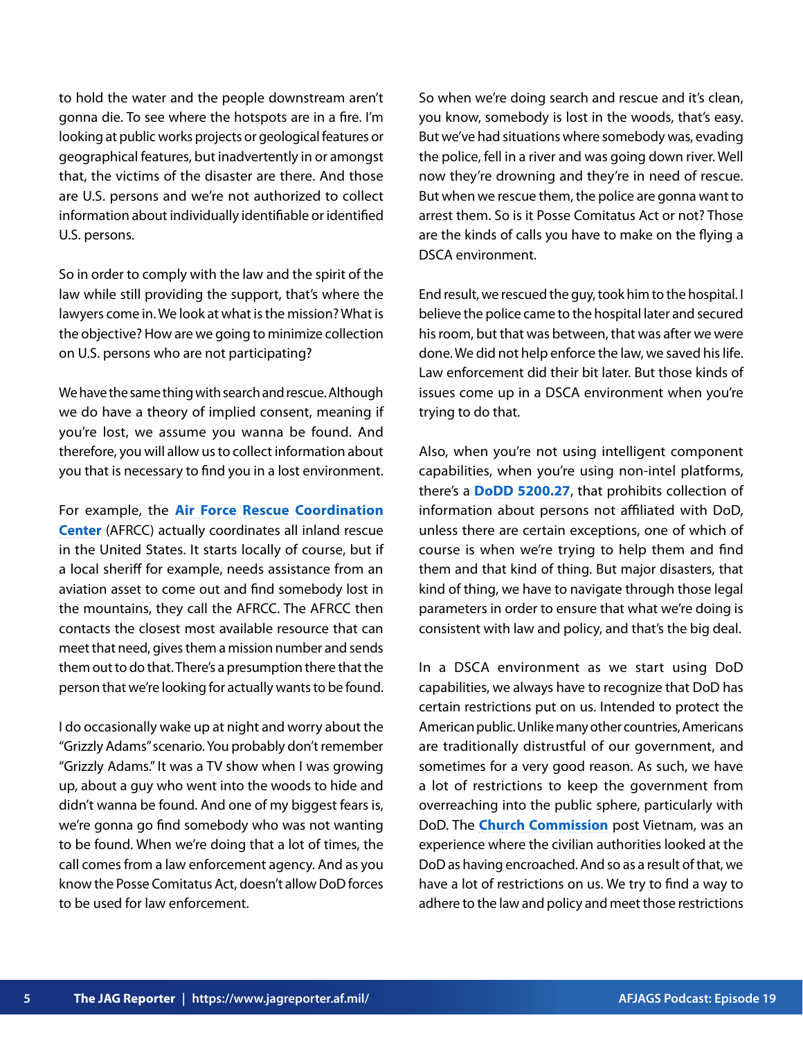to hold the water and the people downstream aren't gonna die. To see where the hotspots are in a fire. I'm looking at public works projects or geological features or geographical features, but inadvertently in or amongst that, the victims of the disaster are there. And those are U.S. persons and we're not authorized to collect information about individually identifiable or identified U.S. persons.

So in order to comply with the law and the spirit of the law while still providing the support, that's where the lawyers come in. We look at what is the mission? What is the objective? How are we going to minimize collection on U.S. persons who are not participating?

We have the same thing with search and rescue. Although we do have a theory of implied consent, meaning if you're lost, we assume you wanna be found. And therefore, you will allow us to collect information about you that is necessary to find you in a lost environment.

For example, the **Air Force Rescue Coordination Center** (AFRCC) actually coordinates all inland rescue in the United States. It starts locally of course, but if a local sheriff for example, needs assistance from an aviation asset to come out and find somebody lost in the mountains, they call the AFRCC. The AFRCC then contacts the closest most available resource that can meet that need, gives them a mission number and sends them out to do that. There's a presumption there that the person that we're looking for actually wants to be found.

I do occasionally wake up at night and worry about the "Grizzly Adams" scenario. You probably don't remember "Grizzly Adams." It was a TV show when I was growing up, about a guy who went into the woods to hide and didn't wanna be found. And one of my biggest fears is, we're gonna go find somebody who was not wanting to be found. When we're doing that a lot of times, the call comes from a law enforcement agency. And as you know the Posse Comitatus Act, doesn't allow DoD forces to be used for law enforcement.

So when we're doing search and rescue and it's clean, you know, somebody is lost in the woods, that's easy. But we've had situations where somebody was, evading the police, fell in a river and was going down river. Well now they're drowning and they're in need of rescue. But when we rescue them, the police are gonna want to arrest them. So is it Posse Comitatus Act or not? Those are the kinds of calls you have to make on the flying a DSCA environment.

End result, we rescued the guy, took him to the hospital. I believe the police came to the hospital later and secured his room, but that was between, that was after we were done. We did not help enforce the law, we saved his life. Law enforcement did their bit later. But those kinds of issues come up in a DSCA environment when you're trying to do that.

Also, when you're not using intelligent component capabilities, when you're using non-intel platforms, there's a **DoDD 5200.27**, that prohibits collection of information about persons not affiliated with DoD, unless there are certain exceptions, one of which of course is when we're trying to help them and find them and that kind of thing. But major disasters, that kind of thing, we have to navigate through those legal parameters in order to ensure that what we're doing is consistent with law and policy, and that's the big deal.

In a DSCA environment as we start using DoD capabilities, we always have to recognize that DoD has certain restrictions put on us. Intended to protect the American public. Unlike many other countries, Americans are traditionally distrustful of our government, and sometimes for a very good reason. As such, we have a lot of restrictions to keep the government from overreaching into the public sphere, particularly with DoD. The **Church Commission** post Vietnam, was an experience where the civilian authorities looked at the DoD as having encroached. And so as a result of that, we have a lot of restrictions on us. We try to find a way to adhere to the law and policy and meet those restrictions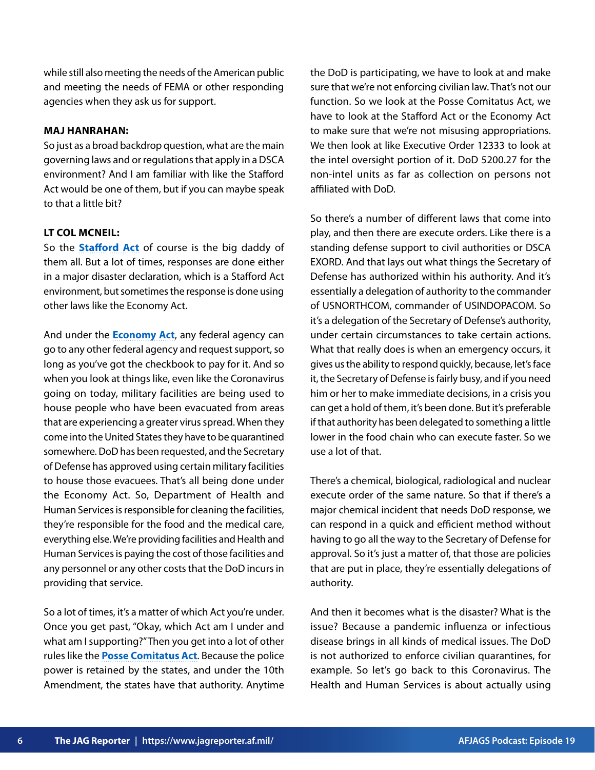while still also meeting the needs of the American public and meeting the needs of FEMA or other responding agencies when they ask us for support.

**MAJ HANRAHAN:**

So just as a broad backdrop question, what are the main governing laws and or regulations that apply in a DSCA environment? And I am familiar with like the Stafford Act would be one of them, but if you can maybe speak to that a little bit?

**LT COL MCNEIL:**

So the **Stafford Act** of course is the big daddy of them all. But a lot of times, responses are done either in a major disaster declaration, which is a Stafford Act environment, but sometimes the response is done using other laws like the Economy Act.

And under the **Economy Act**, any federal agency can go to any other federal agency and request support, so long as you've got the checkbook to pay for it. And so when you look at things like, even like the Coronavirus going on today, military facilities are being used to house people who have been evacuated from areas that are experiencing a greater virus spread. When they come into the United States they have to be quarantined somewhere. DoD has been requested, and the Secretary of Defense has approved using certain military facilities to house those evacuees. That's all being done under the Economy Act. So, Department of Health and Human Services is responsible for cleaning the facilities, they're responsible for the food and the medical care, everything else. We're providing facilities and Health and Human Services is paying the cost of those facilities and any personnel or any other costs that the DoD incurs in providing that service.

So a lot of times, it's a matter of which Act you're under. Once you get past, "Okay, which Act am I under and what am I supporting?" Then you get into a lot of other rules like the **Posse Comitatus Act**. Because the police power is retained by the states, and under the 10th Amendment, the states have that authority. Anytime the DoD is participating, we have to look at and make sure that we're not enforcing civilian law. That's not our function. So we look at the Posse Comitatus Act, we have to look at the Stafford Act or the Economy Act to make sure that we're not misusing appropriations. We then look at like Executive Order 12333 to look at the intel oversight portion of it. DoD 5200.27 for the non-intel units as far as collection on persons not affiliated with DoD.

So there's a number of different laws that come into play, and then there are execute orders. Like there is a standing defense support to civil authorities or DSCA EXORD. And that lays out what things the Secretary of Defense has authorized within his authority. And it's essentially a delegation of authority to the commander of USNORTHCOM, commander of USINDOPACOM. So it's a delegation of the Secretary of Defense's authority, under certain circumstances to take certain actions. What that really does is when an emergency occurs, it gives us the ability to respond quickly, because, let's face it, the Secretary of Defense is fairly busy, and if you need him or her to make immediate decisions, in a crisis you can get a hold of them, it's been done. But it's preferable if that authority has been delegated to something a little lower in the food chain who can execute faster. So we use a lot of that.

There's a chemical, biological, radiological and nuclear execute order of the same nature. So that if there's a major chemical incident that needs DoD response, we can respond in a quick and efficient method without having to go all the way to the Secretary of Defense for approval. So it's just a matter of, that those are policies that are put in place, they're essentially delegations of authority.

And then it becomes what is the disaster? What is the issue? Because a pandemic influenza or infectious disease brings in all kinds of medical issues. The DoD is not authorized to enforce civilian quarantines, for example. So let's go back to this Coronavirus. The Health and Human Services is about actually using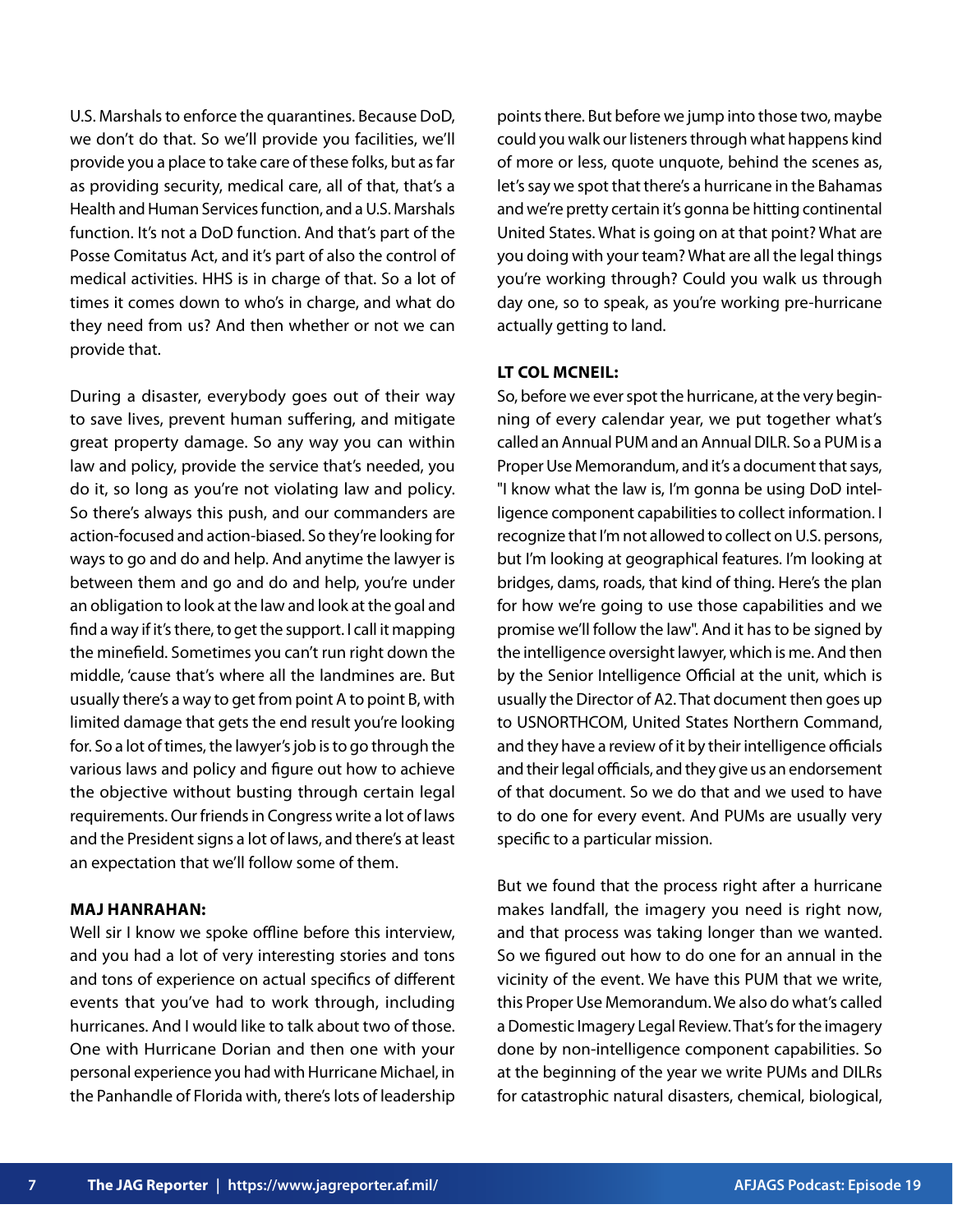U.S. Marshals to enforce the quarantines. Because DoD, we don't do that. So we'll provide you facilities, we'll provide you a place to take care of these folks, but as far as providing security, medical care, all of that, that's a Health and Human Services function, and a U.S. Marshals function. It's not a DoD function. And that's part of the Posse Comitatus Act, and it's part of also the control of medical activities. HHS is in charge of that. So a lot of times it comes down to who's in charge, and what do they need from us? And then whether or not we can provide that.

During a disaster, everybody goes out of their way to save lives, prevent human suffering, and mitigate great property damage. So any way you can within law and policy, provide the service that's needed, you do it, so long as you're not violating law and policy. So there's always this push, and our commanders are action-focused and action-biased. So they're looking for ways to go and do and help. And anytime the lawyer is between them and go and do and help, you're under an obligation to look at the law and look at the goal and find a way if it's there, to get the support. I call it mapping the minefield. Sometimes you can't run right down the middle, 'cause that's where all the landmines are. But usually there's a way to get from point A to point B, with limited damage that gets the end result you're looking for. So a lot of times, the lawyer's job is to go through the various laws and policy and figure out how to achieve the objective without busting through certain legal requirements. Our friends in Congress write a lot of laws and the President signs a lot of laws, and there's at least an expectation that we'll follow some of them.

**MAJ HANRAHAN:**
Well sir I know we spoke offline before this interview, and you had a lot of very interesting stories and tons and tons of experience on actual specifics of different events that you've had to work through, including hurricanes. And I would like to talk about two of those. One with Hurricane Dorian and then one with your personal experience you had with Hurricane Michael, in the Panhandle of Florida with, there's lots of leadership points there. But before we jump into those two, maybe could you walk our listeners through what happens kind of more or less, quote unquote, behind the scenes as, let's say we spot that there's a hurricane in the Bahamas and we're pretty certain it's gonna be hitting continental United States. What is going on at that point? What are you doing with your team? What are all the legal things you're working through? Could you walk us through day one, so to speak, as you're working pre-hurricane actually getting to land.

**LT COL MCNEIL:**
So, before we ever spot the hurricane, at the very beginning of every calendar year, we put together what's called an Annual PUM and an Annual DILR. So a PUM is a Proper Use Memorandum, and it's a document that says, "I know what the law is, I'm gonna be using DoD intelligence component capabilities to collect information. I recognize that I'm not allowed to collect on U.S. persons, but I'm looking at geographical features. I'm looking at bridges, dams, roads, that kind of thing. Here's the plan for how we're going to use those capabilities and we promise we'll follow the law". And it has to be signed by the intelligence oversight lawyer, which is me. And then by the Senior Intelligence Official at the unit, which is usually the Director of A2. That document then goes up to USNORTHCOM, United States Northern Command, and they have a review of it by their intelligence officials and their legal officials, and they give us an endorsement of that document. So we do that and we used to have to do one for every event. And PUMs are usually very specific to a particular mission.

But we found that the process right after a hurricane makes landfall, the imagery you need is right now, and that process was taking longer than we wanted. So we figured out how to do one for an annual in the vicinity of the event. We have this PUM that we write, this Proper Use Memorandum. We also do what's called a Domestic Imagery Legal Review. That's for the imagery done by non-intelligence component capabilities. So at the beginning of the year we write PUMs and DILRs for catastrophic natural disasters, chemical, biological,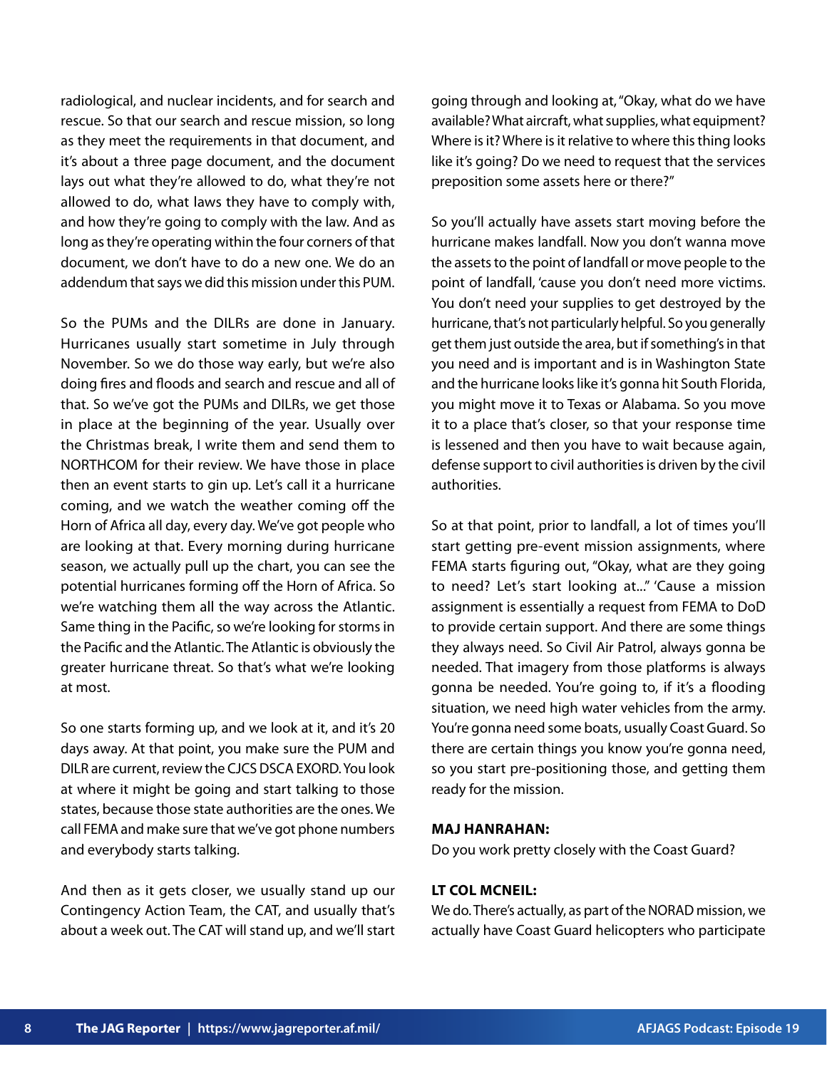radiological, and nuclear incidents, and for search and rescue. So that our search and rescue mission, so long as they meet the requirements in that document, and it's about a three page document, and the document lays out what they're allowed to do, what they're not allowed to do, what laws they have to comply with, and how they're going to comply with the law. And as long as they're operating within the four corners of that document, we don't have to do a new one. We do an addendum that says we did this mission under this PUM.

So the PUMs and the DILRs are done in January. Hurricanes usually start sometime in July through November. So we do those way early, but we're also doing fires and floods and search and rescue and all of that. So we've got the PUMs and DILRs, we get those in place at the beginning of the year. Usually over the Christmas break, I write them and send them to NORTHCOM for their review. We have those in place then an event starts to gin up. Let's call it a hurricane coming, and we watch the weather coming off the Horn of Africa all day, every day. We've got people who are looking at that. Every morning during hurricane season, we actually pull up the chart, you can see the potential hurricanes forming off the Horn of Africa. So we're watching them all the way across the Atlantic. Same thing in the Pacific, so we're looking for storms in the Pacific and the Atlantic. The Atlantic is obviously the greater hurricane threat. So that's what we're looking at most.

So one starts forming up, and we look at it, and it's 20 days away. At that point, you make sure the PUM and DILR are current, review the CJCS DSCA EXORD. You look at where it might be going and start talking to those states, because those state authorities are the ones. We call FEMA and make sure that we've got phone numbers and everybody starts talking.

And then as it gets closer, we usually stand up our Contingency Action Team, the CAT, and usually that's about a week out. The CAT will stand up, and we'll start going through and looking at, "Okay, what do we have available? What aircraft, what supplies, what equipment? Where is it? Where is it relative to where this thing looks like it's going? Do we need to request that the services preposition some assets here or there?"

So you'll actually have assets start moving before the hurricane makes landfall. Now you don't wanna move the assets to the point of landfall or move people to the point of landfall, 'cause you don't need more victims. You don't need your supplies to get destroyed by the hurricane, that's not particularly helpful. So you generally get them just outside the area, but if something's in that you need and is important and is in Washington State and the hurricane looks like it's gonna hit South Florida, you might move it to Texas or Alabama. So you move it to a place that's closer, so that your response time is lessened and then you have to wait because again, defense support to civil authorities is driven by the civil authorities.

So at that point, prior to landfall, a lot of times you'll start getting pre-event mission assignments, where FEMA starts figuring out, "Okay, what are they going to need? Let's start looking at..." 'Cause a mission assignment is essentially a request from FEMA to DoD to provide certain support. And there are some things they always need. So Civil Air Patrol, always gonna be needed. That imagery from those platforms is always gonna be needed. You're going to, if it's a flooding situation, we need high water vehicles from the army. You're gonna need some boats, usually Coast Guard. So there are certain things you know you're gonna need, so you start pre-positioning those, and getting them ready for the mission.

**MAJ HANRAHAN:**
Do you work pretty closely with the Coast Guard?

**LT COL MCNEIL:**
We do. There's actually, as part of the NORAD mission, we actually have Coast Guard helicopters who participate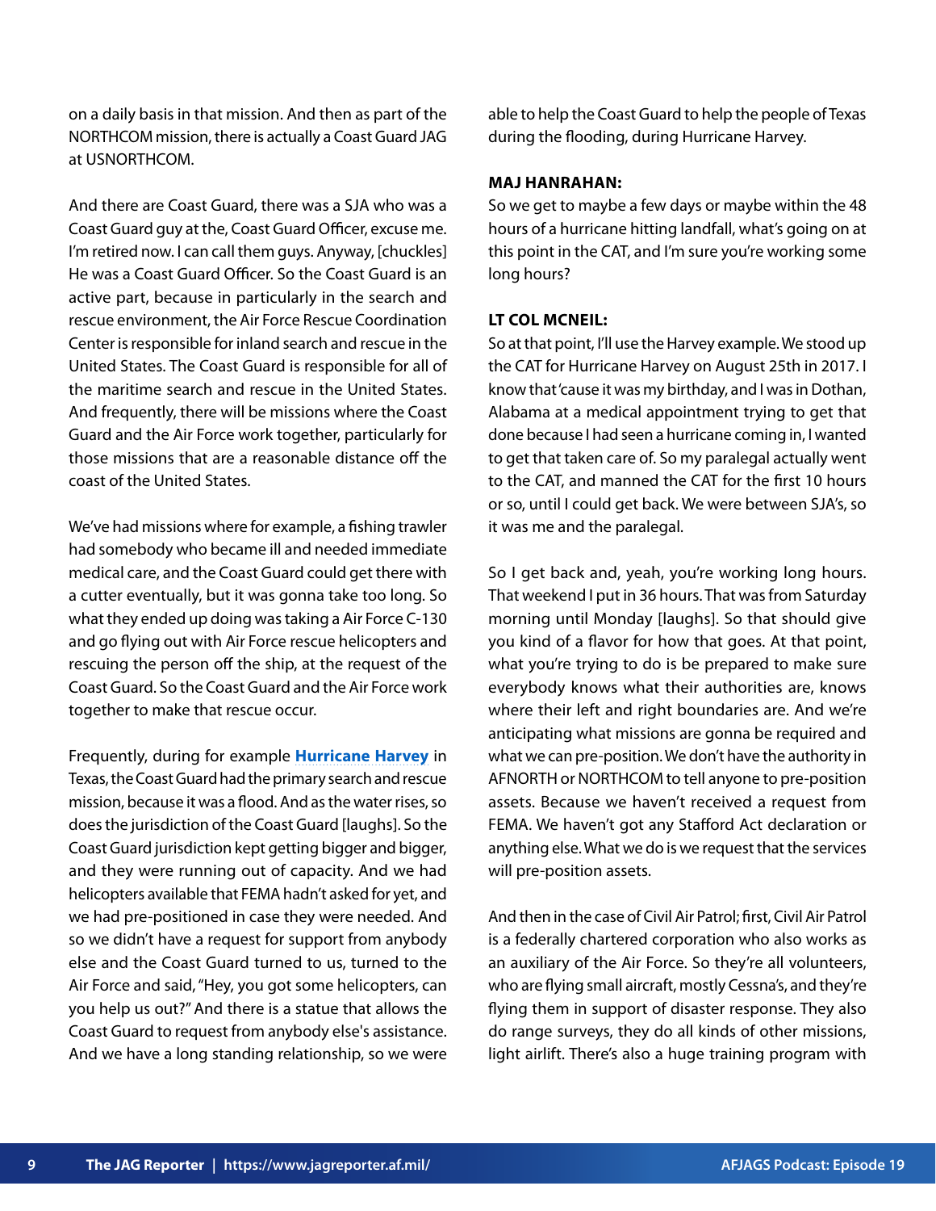on a daily basis in that mission. And then as part of the NORTHCOM mission, there is actually a Coast Guard JAG at USNORTHCOM.

And there are Coast Guard, there was a SJA who was a Coast Guard guy at the, Coast Guard Officer, excuse me. I'm retired now. I can call them guys. Anyway, [chuckles] He was a Coast Guard Officer. So the Coast Guard is an active part, because in particularly in the search and rescue environment, the Air Force Rescue Coordination Center is responsible for inland search and rescue in the United States. The Coast Guard is responsible for all of the maritime search and rescue in the United States. And frequently, there will be missions where the Coast Guard and the Air Force work together, particularly for those missions that are a reasonable distance off the coast of the United States.

We've had missions where for example, a fishing trawler had somebody who became ill and needed immediate medical care, and the Coast Guard could get there with a cutter eventually, but it was gonna take too long. So what they ended up doing was taking a Air Force C-130 and go flying out with Air Force rescue helicopters and rescuing the person off the ship, at the request of the Coast Guard. So the Coast Guard and the Air Force work together to make that rescue occur.

Frequently, during for example **Hurricane Harvey** in Texas, the Coast Guard had the primary search and rescue mission, because it was a flood. And as the water rises, so does the jurisdiction of the Coast Guard [laughs]. So the Coast Guard jurisdiction kept getting bigger and bigger, and they were running out of capacity. And we had helicopters available that FEMA hadn't asked for yet, and we had pre-positioned in case they were needed. And so we didn't have a request for support from anybody else and the Coast Guard turned to us, turned to the Air Force and said, "Hey, you got some helicopters, can you help us out?" And there is a statue that allows the Coast Guard to request from anybody else's assistance. And we have a long standing relationship, so we were able to help the Coast Guard to help the people of Texas during the flooding, during Hurricane Harvey.

**MAJ HANRAHAN:**
So we get to maybe a few days or maybe within the 48 hours of a hurricane hitting landfall, what's going on at this point in the CAT, and I'm sure you're working some long hours?

**LT COL MCNEIL:**
So at that point, I'll use the Harvey example. We stood up the CAT for Hurricane Harvey on August 25th in 2017. I know that 'cause it was my birthday, and I was in Dothan, Alabama at a medical appointment trying to get that done because I had seen a hurricane coming in, I wanted to get that taken care of. So my paralegal actually went to the CAT, and manned the CAT for the first 10 hours or so, until I could get back. We were between SJA's, so it was me and the paralegal.

So I get back and, yeah, you're working long hours. That weekend I put in 36 hours. That was from Saturday morning until Monday [laughs]. So that should give you kind of a flavor for how that goes. At that point, what you're trying to do is be prepared to make sure everybody knows what their authorities are, knows where their left and right boundaries are. And we're anticipating what missions are gonna be required and what we can pre-position. We don't have the authority in AFNORTH or NORTHCOM to tell anyone to pre-position assets. Because we haven't received a request from FEMA. We haven't got any Stafford Act declaration or anything else. What we do is we request that the services will pre-position assets.

And then in the case of Civil Air Patrol; first, Civil Air Patrol is a federally chartered corporation who also works as an auxiliary of the Air Force. So they're all volunteers, who are flying small aircraft, mostly Cessna's, and they're flying them in support of disaster response. They also do range surveys, they do all kinds of other missions, light airlift. There's also a huge training program with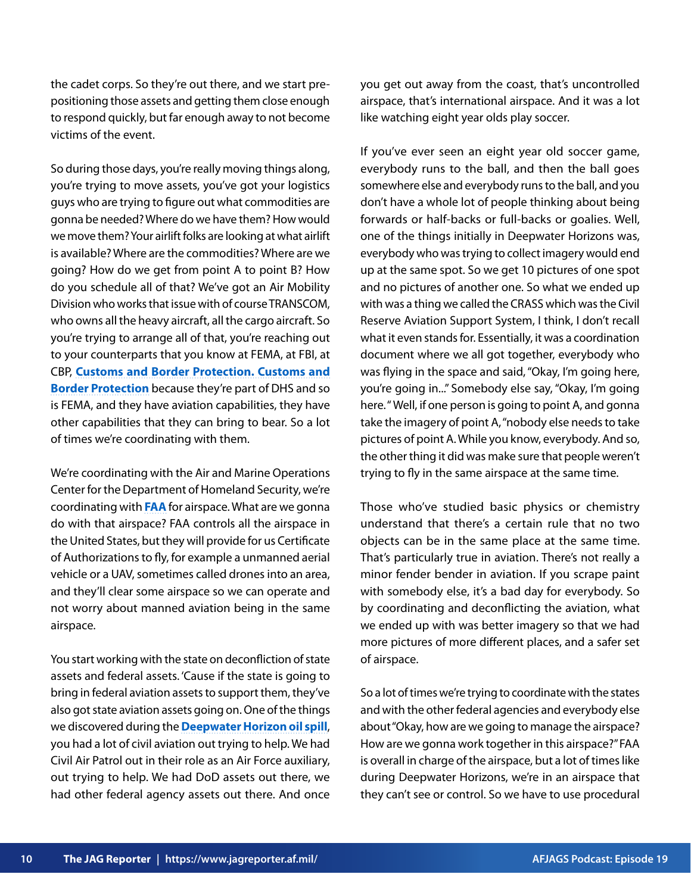the cadet corps. So they're out there, and we start pre-positioning those assets and getting them close enough to respond quickly, but far enough away to not become victims of the event.

So during those days, you're really moving things along, you're trying to move assets, you've got your logistics guys who are trying to figure out what commodities are gonna be needed? Where do we have them? How would we move them? Your airlift folks are looking at what airlift is available? Where are the commodities? Where are we going? How do we get from point A to point B? How do you schedule all of that? We've got an Air Mobility Division who works that issue with of course TRANSCOM, who owns all the heavy aircraft, all the cargo aircraft. So you're trying to arrange all of that, you're reaching out to your counterparts that you know at FEMA, at FBI, at CBP, **Customs and Border Protection. Customs and Border Protection** because they're part of DHS and so is FEMA, and they have aviation capabilities, they have other capabilities that they can bring to bear. So a lot of times we're coordinating with them.

We're coordinating with the Air and Marine Operations Center for the Department of Homeland Security, we're coordinating with **FAA** for airspace. What are we gonna do with that airspace? FAA controls all the airspace in the United States, but they will provide for us Certificate of Authorizations to fly, for example a unmanned aerial vehicle or a UAV, sometimes called drones into an area, and they'll clear some airspace so we can operate and not worry about manned aviation being in the same airspace.

You start working with the state on deconfliction of state assets and federal assets. 'Cause if the state is going to bring in federal aviation assets to support them, they've also got state aviation assets going on. One of the things we discovered during the **Deepwater Horizon oil spill**, you had a lot of civil aviation out trying to help. We had Civil Air Patrol out in their role as an Air Force auxiliary, out trying to help. We had DoD assets out there, we had other federal agency assets out there. And once you get out away from the coast, that's uncontrolled airspace, that's international airspace. And it was a lot like watching eight year olds play soccer.

If you've ever seen an eight year old soccer game, everybody runs to the ball, and then the ball goes somewhere else and everybody runs to the ball, and you don't have a whole lot of people thinking about being forwards or half-backs or full-backs or goalies. Well, one of the things initially in Deepwater Horizons was, everybody who was trying to collect imagery would end up at the same spot. So we get 10 pictures of one spot and no pictures of another one. So what we ended up with was a thing we called the CRASS which was the Civil Reserve Aviation Support System, I think, I don't recall what it even stands for. Essentially, it was a coordination document where we all got together, everybody who was flying in the space and said, "Okay, I'm going here, you're going in..." Somebody else say, "Okay, I'm going here." Well, if one person is going to point A, and gonna take the imagery of point A, "nobody else needs to take pictures of point A. While you know, everybody. And so, the other thing it did was make sure that people weren't trying to fly in the same airspace at the same time.

Those who've studied basic physics or chemistry understand that there's a certain rule that no two objects can be in the same place at the same time. That's particularly true in aviation. There's not really a minor fender bender in aviation. If you scrape paint with somebody else, it's a bad day for everybody. So by coordinating and deconflicting the aviation, what we ended up with was better imagery so that we had more pictures of more different places, and a safer set of airspace.

So a lot of times we're trying to coordinate with the states and with the other federal agencies and everybody else about "Okay, how are we going to manage the airspace? How are we gonna work together in this airspace?" FAA is overall in charge of the airspace, but a lot of times like during Deepwater Horizons, we're in an airspace that they can't see or control. So we have to use procedural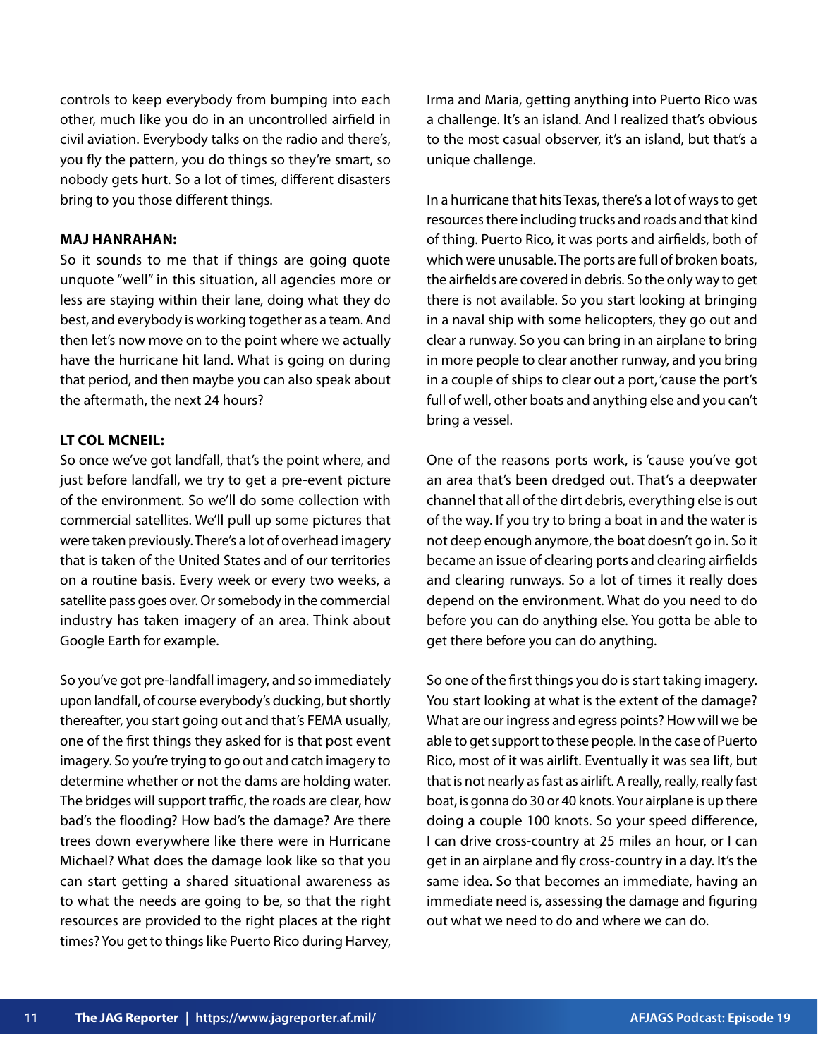controls to keep everybody from bumping into each other, much like you do in an uncontrolled airfield in civil aviation. Everybody talks on the radio and there's, you fly the pattern, you do things so they're smart, so nobody gets hurt. So a lot of times, different disasters bring to you those different things.

**MAJ HANRAHAN:**

So it sounds to me that if things are going quote unquote "well" in this situation, all agencies more or less are staying within their lane, doing what they do best, and everybody is working together as a team. And then let's now move on to the point where we actually have the hurricane hit land. What is going on during that period, and then maybe you can also speak about the aftermath, the next 24 hours?

**LT COL MCNEIL:**

So once we've got landfall, that's the point where, and just before landfall, we try to get a pre-event picture of the environment. So we'll do some collection with commercial satellites. We'll pull up some pictures that were taken previously. There's a lot of overhead imagery that is taken of the United States and of our territories on a routine basis. Every week or every two weeks, a satellite pass goes over. Or somebody in the commercial industry has taken imagery of an area. Think about Google Earth for example.

So you've got pre-landfall imagery, and so immediately upon landfall, of course everybody's ducking, but shortly thereafter, you start going out and that's FEMA usually, one of the first things they asked for is that post event imagery. So you're trying to go out and catch imagery to determine whether or not the dams are holding water. The bridges will support traffic, the roads are clear, how bad's the flooding? How bad's the damage? Are there trees down everywhere like there were in Hurricane Michael? What does the damage look like so that you can start getting a shared situational awareness as to what the needs are going to be, so that the right resources are provided to the right places at the right times? You get to things like Puerto Rico during Harvey, Irma and Maria, getting anything into Puerto Rico was a challenge. It's an island. And I realized that's obvious to the most casual observer, it's an island, but that's a unique challenge.

In a hurricane that hits Texas, there's a lot of ways to get resources there including trucks and roads and that kind of thing. Puerto Rico, it was ports and airfields, both of which were unusable. The ports are full of broken boats, the airfields are covered in debris. So the only way to get there is not available. So you start looking at bringing in a naval ship with some helicopters, they go out and clear a runway. So you can bring in an airplane to bring in more people to clear another runway, and you bring in a couple of ships to clear out a port, 'cause the port's full of well, other boats and anything else and you can't bring a vessel.

One of the reasons ports work, is 'cause you've got an area that's been dredged out. That's a deepwater channel that all of the dirt debris, everything else is out of the way. If you try to bring a boat in and the water is not deep enough anymore, the boat doesn't go in. So it became an issue of clearing ports and clearing airfields and clearing runways. So a lot of times it really does depend on the environment. What do you need to do before you can do anything else. You gotta be able to get there before you can do anything.

So one of the first things you do is start taking imagery. You start looking at what is the extent of the damage? What are our ingress and egress points? How will we be able to get support to these people. In the case of Puerto Rico, most of it was airlift. Eventually it was sea lift, but that is not nearly as fast as airlift. A really, really, really fast boat, is gonna do 30 or 40 knots. Your airplane is up there doing a couple 100 knots. So your speed difference, I can drive cross-country at 25 miles an hour, or I can get in an airplane and fly cross-country in a day. It's the same idea. So that becomes an immediate, having an immediate need is, assessing the damage and figuring out what we need to do and where we can do.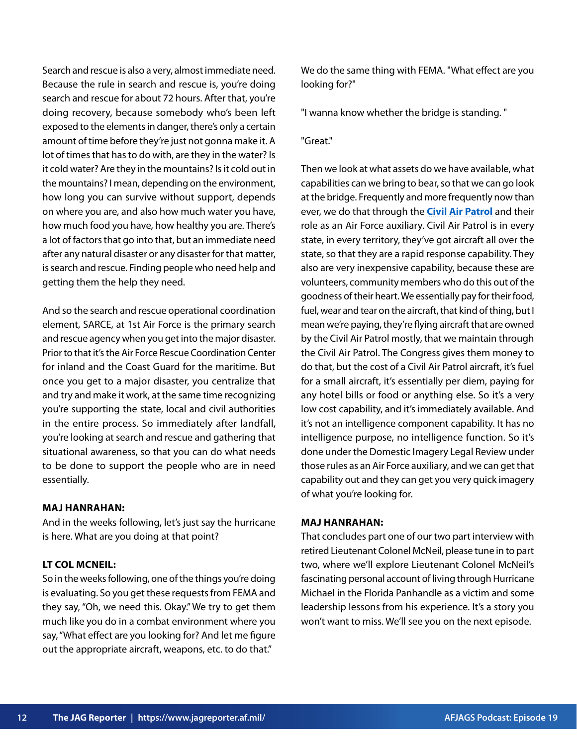Search and rescue is also a very, almost immediate need. Because the rule in search and rescue is, you're doing search and rescue for about 72 hours. After that, you're doing recovery, because somebody who's been left exposed to the elements in danger, there's only a certain amount of time before they're just not gonna make it. A lot of times that has to do with, are they in the water? Is it cold water? Are they in the mountains? Is it cold out in the mountains? I mean, depending on the environment, how long you can survive without support, depends on where you are, and also how much water you have, how much food you have, how healthy you are. There's a lot of factors that go into that, but an immediate need after any natural disaster or any disaster for that matter, is search and rescue. Finding people who need help and getting them the help they need.

And so the search and rescue operational coordination element, SARCE, at 1st Air Force is the primary search and rescue agency when you get into the major disaster. Prior to that it's the Air Force Rescue Coordination Center for inland and the Coast Guard for the maritime. But once you get to a major disaster, you centralize that and try and make it work, at the same time recognizing you're supporting the state, local and civil authorities in the entire process. So immediately after landfall, you're looking at search and rescue and gathering that situational awareness, so that you can do what needs to be done to support the people who are in need essentially.

**MAJ HANRAHAN:**
And in the weeks following, let's just say the hurricane is here. What are you doing at that point?

**LT COL MCNEIL:**
So in the weeks following, one of the things you're doing is evaluating. So you get these requests from FEMA and they say, "Oh, we need this. Okay." We try to get them much like you do in a combat environment where you say, "What effect are you looking for? And let me figure out the appropriate aircraft, weapons, etc. to do that."

We do the same thing with FEMA. "What effect are you looking for?"

"I wanna know whether the bridge is standing. "

"Great."

Then we look at what assets do we have available, what capabilities can we bring to bear, so that we can go look at the bridge. Frequently and more frequently now than ever, we do that through the **Civil Air Patrol** and their role as an Air Force auxiliary. Civil Air Patrol is in every state, in every territory, they've got aircraft all over the state, so that they are a rapid response capability. They also are very inexpensive capability, because these are volunteers, community members who do this out of the goodness of their heart. We essentially pay for their food, fuel, wear and tear on the aircraft, that kind of thing, but I mean we're paying, they're flying aircraft that are owned by the Civil Air Patrol mostly, that we maintain through the Civil Air Patrol. The Congress gives them money to do that, but the cost of a Civil Air Patrol aircraft, it's fuel for a small aircraft, it's essentially per diem, paying for any hotel bills or food or anything else. So it's a very low cost capability, and it's immediately available. And it's not an intelligence component capability. It has no intelligence purpose, no intelligence function. So it's done under the Domestic Imagery Legal Review under those rules as an Air Force auxiliary, and we can get that capability out and they can get you very quick imagery of what you're looking for.

**MAJ HANRAHAN:**
That concludes part one of our two part interview with retired Lieutenant Colonel McNeil, please tune in to part two, where we'll explore Lieutenant Colonel McNeil's fascinating personal account of living through Hurricane Michael in the Florida Panhandle as a victim and some leadership lessons from his experience. It's a story you won't want to miss. We'll see you on the next episode.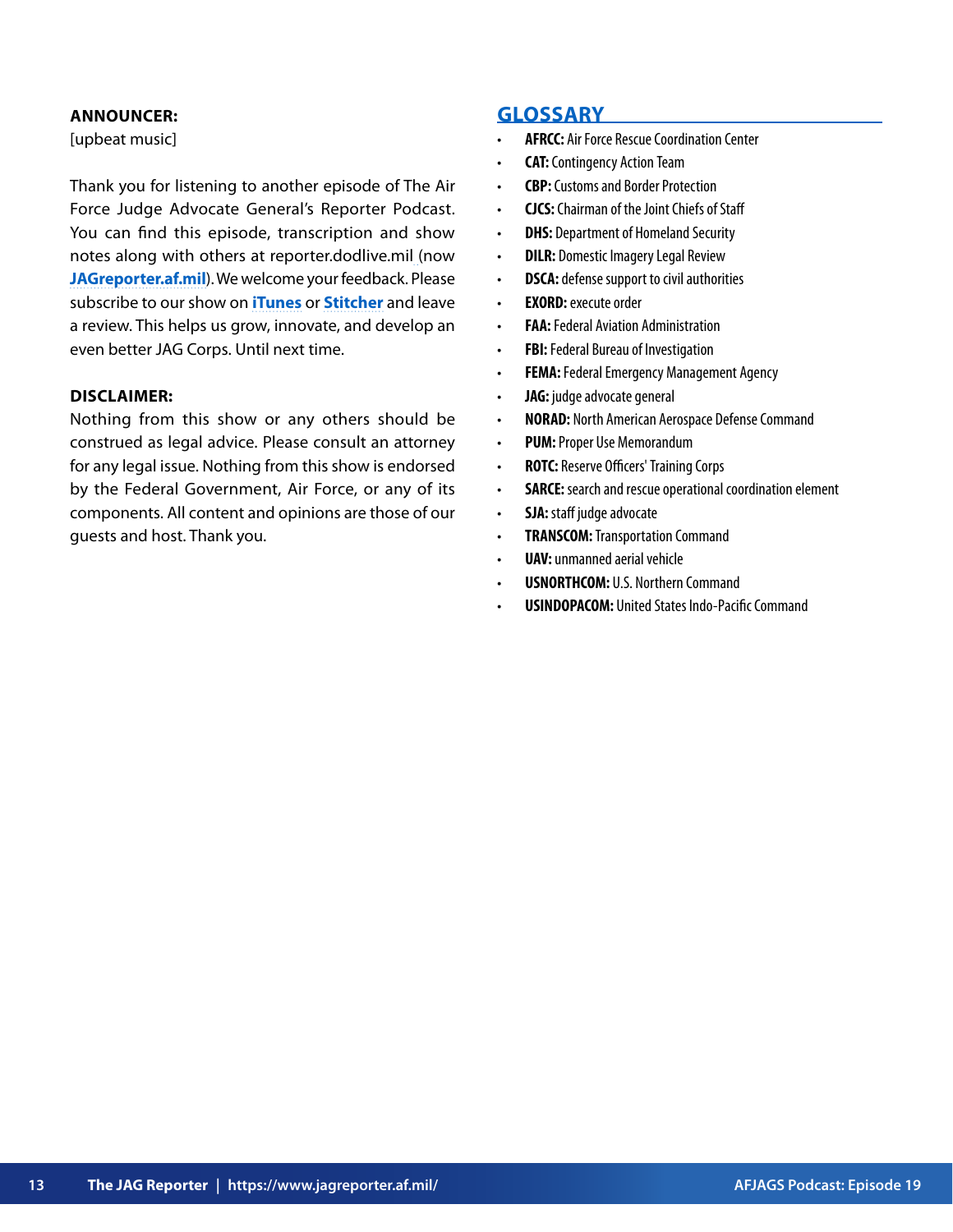**ANNOUNCER:**
[upbeat music]

Thank you for listening to another episode of The Air Force Judge Advocate General's Reporter Podcast. You can find this episode, transcription and show notes along with others at reporter.dodlive.mil (now **JAGreporter.af.mil**). We welcome your feedback. Please subscribe to our show on **iTunes** or **Stitcher** and leave a review. This helps us grow, innovate, and develop an even better JAG Corps. Until next time.

**DISCLAIMER:**
Nothing from this show or any others should be construed as legal advice. Please consult an attorney for any legal issue. Nothing from this show is endorsed by the Federal Government, Air Force, or any of its components. All content and opinions are those of our guests and host. Thank you.

## GLOSSARY

- **AFRCC:** Air Force Rescue Coordination Center
- **CAT:** Contingency Action Team
- **CBP:** Customs and Border Protection
- **CJCS:** Chairman of the Joint Chiefs of Staff
- **DHS:** Department of Homeland Security
- **DILR:** Domestic Imagery Legal Review
- **DSCA:** defense support to civil authorities
- **EXORD:** execute order
- **FAA:** Federal Aviation Administration
- **FBI:** Federal Bureau of Investigation
- **FEMA:** Federal Emergency Management Agency
- **JAG:** judge advocate general
- **NORAD:** North American Aerospace Defense Command
- **PUM:** Proper Use Memorandum
- **ROTC:** Reserve Officers' Training Corps
- **SARCE:** search and rescue operational coordination element
- **SJA:** staff judge advocate
- **TRANSCOM:** Transportation Command
- **UAV:** unmanned aerial vehicle
- **USNORTHCOM:** U.S. Northern Command
- **USINDOPACOM:** United States Indo-Pacific Command